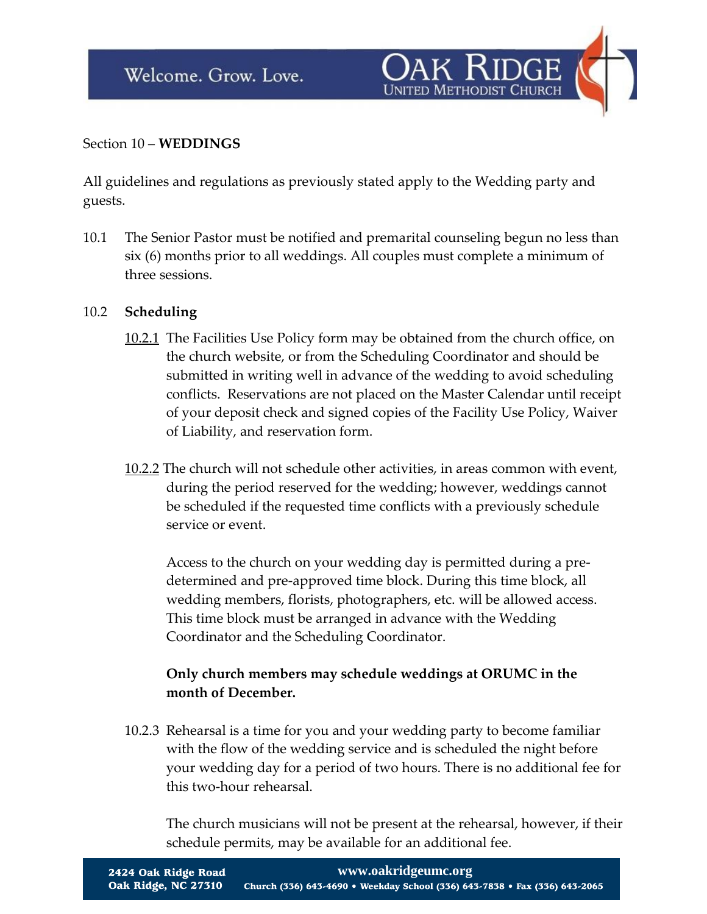Section 10 – **WEDDINGS**

All guidelines and regulations as previously stated apply to the Wedding party and guests.

10.1 The Senior Pastor must be notified and premarital counseling begun no less than six (6) months prior to all weddings. All couples must complete a minimum of three sessions.

10.2 **Scheduling**

10.2.1 The Facilities Use Policy form may be obtained from the church office, on the church website, or from the Scheduling Coordinator and should be submitted in writing well in advance of the wedding to avoid scheduling conflicts. Reservations are not placed on the Master Calendar until receipt of your deposit check and signed copies of the Facility Use Policy, Waiver of Liability, and reservation form.

10.2.2 The church will not schedule other activities, in areas common with event, during the period reserved for the wedding; however, weddings cannot be scheduled if the requested time conflicts with a previously schedule service or event.

Access to the church on your wedding day is permitted during a pre-determined and pre-approved time block. During this time block, all wedding members, florists, photographers, etc. will be allowed access. This time block must be arranged in advance with the Wedding Coordinator and the Scheduling Coordinator.

**Only church members may schedule weddings at ORUMC in the month of December.**

10.2.3 Rehearsal is a time for you and your wedding party to become familiar with the flow of the wedding service and is scheduled the night before your wedding day for a period of two hours. There is no additional fee for this two-hour rehearsal.

The church musicians will not be present at the rehearsal, however, if their schedule permits, may be available for an additional fee.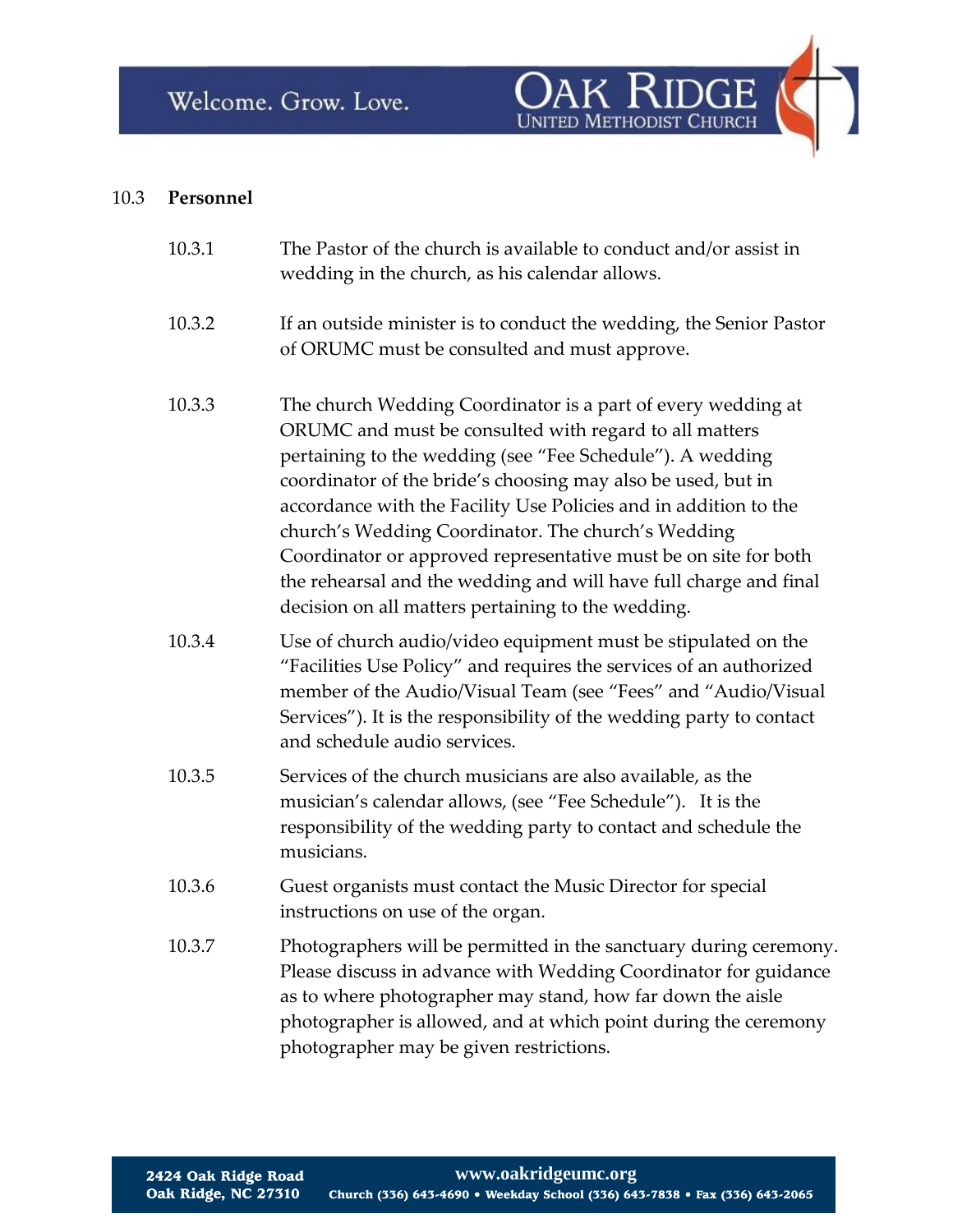## 10.3 Personnel

10.3.1 The Pastor of the church is available to conduct and/or assist in wedding in the church, as his calendar allows.

10.3.2 If an outside minister is to conduct the wedding, the Senior Pastor of ORUMC must be consulted and must approve.

10.3.3 The church Wedding Coordinator is a part of every wedding at ORUMC and must be consulted with regard to all matters pertaining to the wedding (see "Fee Schedule"). A wedding coordinator of the bride's choosing may also be used, but in accordance with the Facility Use Policies and in addition to the church's Wedding Coordinator. The church's Wedding Coordinator or approved representative must be on site for both the rehearsal and the wedding and will have full charge and final decision on all matters pertaining to the wedding.

10.3.4 Use of church audio/video equipment must be stipulated on the "Facilities Use Policy" and requires the services of an authorized member of the Audio/Visual Team (see "Fees" and "Audio/Visual Services"). It is the responsibility of the wedding party to contact and schedule audio services.

10.3.5 Services of the church musicians are also available, as the musician's calendar allows, (see "Fee Schedule"). It is the responsibility of the wedding party to contact and schedule the musicians.

10.3.6 Guest organists must contact the Music Director for special instructions on use of the organ.

10.3.7 Photographers will be permitted in the sanctuary during ceremony. Please discuss in advance with Wedding Coordinator for guidance as to where photographer may stand, how far down the aisle photographer is allowed, and at which point during the ceremony photographer may be given restrictions.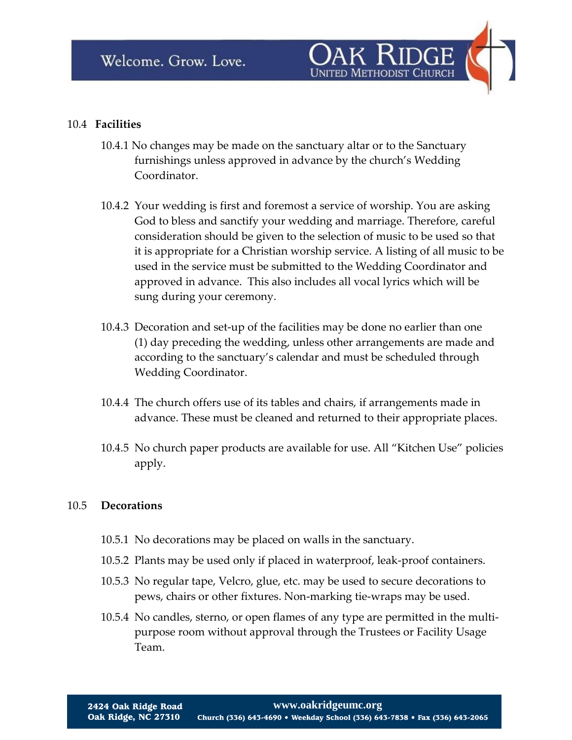## 10.4 Facilities

10.4.1 No changes may be made on the sanctuary altar or to the Sanctuary furnishings unless approved in advance by the church's Wedding Coordinator.

10.4.2 Your wedding is first and foremost a service of worship. You are asking God to bless and sanctify your wedding and marriage. Therefore, careful consideration should be given to the selection of music to be used so that it is appropriate for a Christian worship service. A listing of all music to be used in the service must be submitted to the Wedding Coordinator and approved in advance. This also includes all vocal lyrics which will be sung during your ceremony.

10.4.3 Decoration and set-up of the facilities may be done no earlier than one (1) day preceding the wedding, unless other arrangements are made and according to the sanctuary's calendar and must be scheduled through Wedding Coordinator.

10.4.4 The church offers use of its tables and chairs, if arrangements made in advance. These must be cleaned and returned to their appropriate places.

10.4.5 No church paper products are available for use. All "Kitchen Use" policies apply.

## 10.5 Decorations

10.5.1 No decorations may be placed on walls in the sanctuary.

10.5.2 Plants may be used only if placed in waterproof, leak-proof containers.

10.5.3 No regular tape, Velcro, glue, etc. may be used to secure decorations to pews, chairs or other fixtures. Non-marking tie-wraps may be used.

10.5.4 No candles, sterno, or open flames of any type are permitted in the multi-purpose room without approval through the Trustees or Facility Usage Team.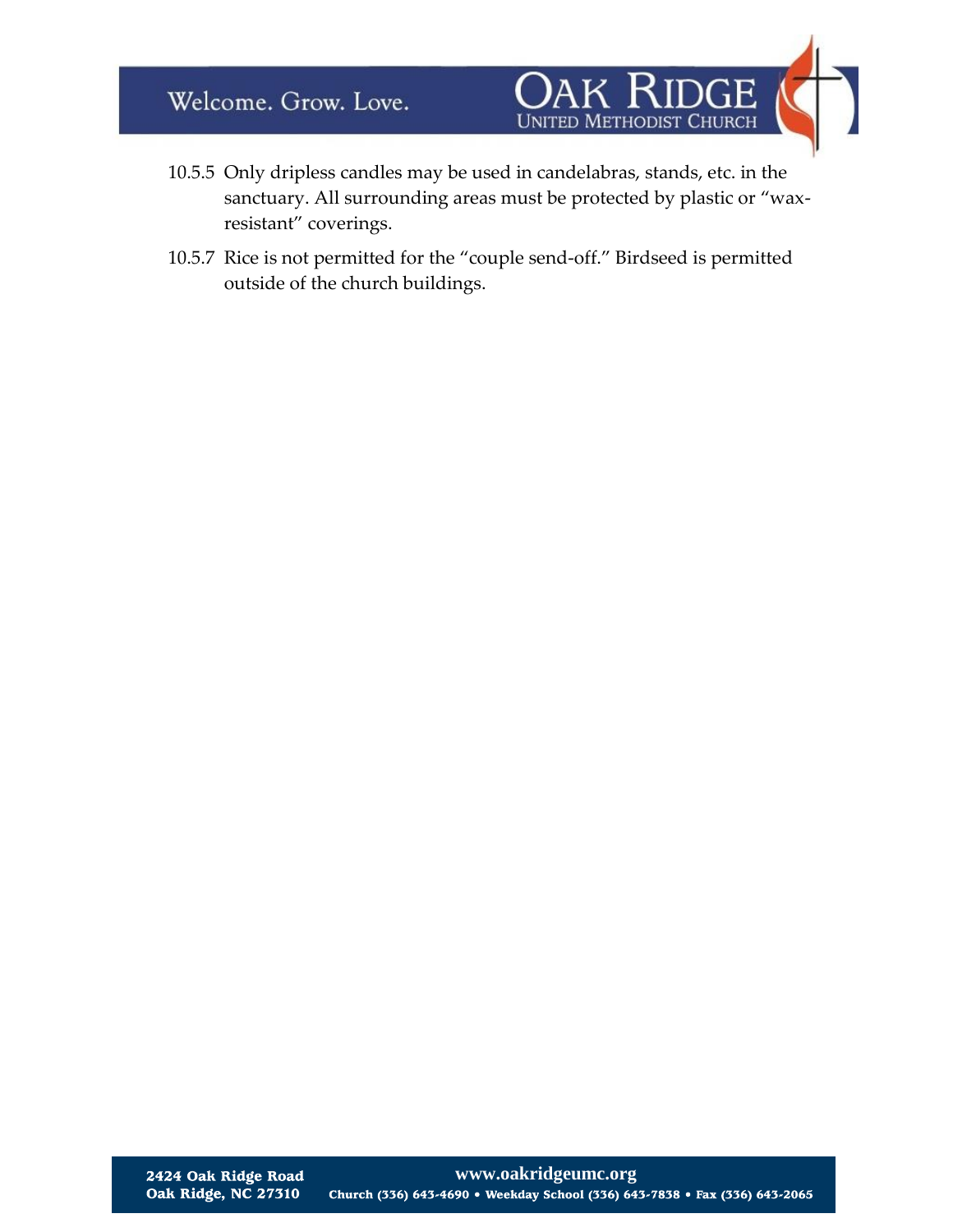10.5.5 Only dripless candles may be used in candelabras, stands, etc. in the sanctuary. All surrounding areas must be protected by plastic or "wax-resistant" coverings.

10.5.7 Rice is not permitted for the "couple send-off." Birdseed is permitted outside of the church buildings.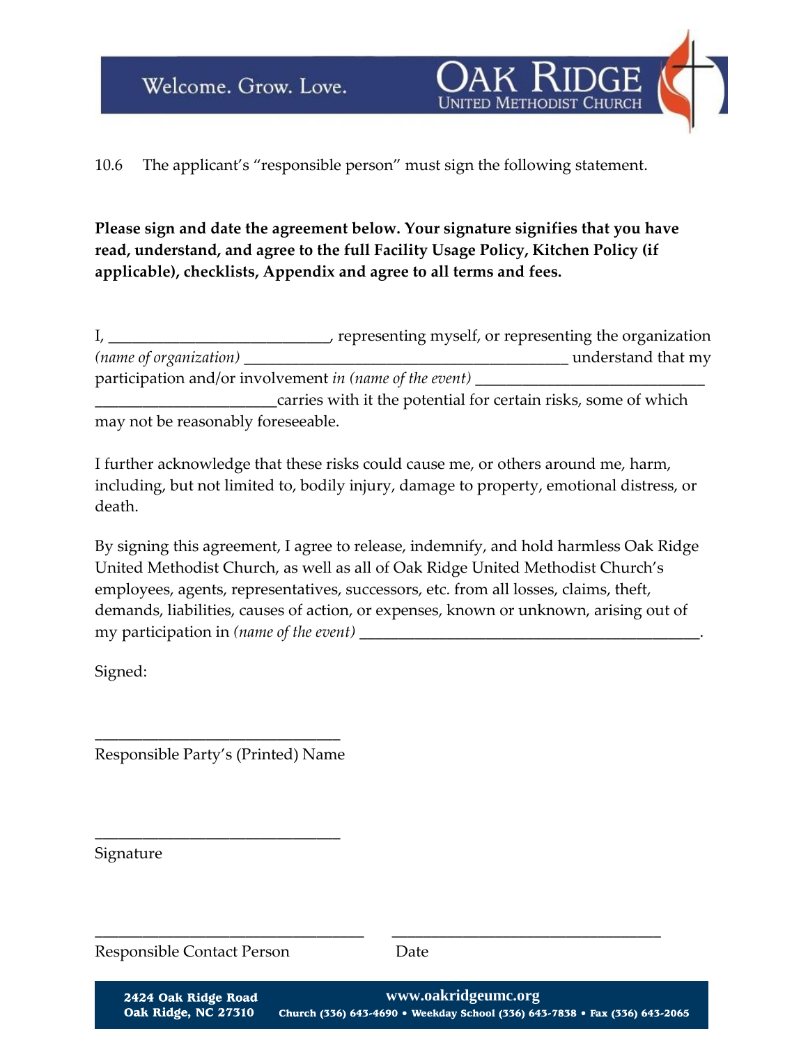10.6 The applicant's "responsible person" must sign the following statement.

**Please sign and date the agreement below. Your signature signifies that you have read, understand, and agree to the full Facility Usage Policy, Kitchen Policy (if applicable), checklists, Appendix and agree to all terms and fees.**

I, ____________________________, representing myself, or representing the organization *(name of organization)* __________________________________________ understand that my participation and/or involvement *in (name of the event)* ______________________________ _______________________carries with it the potential for certain risks, some of which may not be reasonably foreseeable.

I further acknowledge that these risks could cause me, or others around me, harm, including, but not limited to, bodily injury, damage to property, emotional distress, or death.

By signing this agreement, I agree to release, indemnify, and hold harmless Oak Ridge United Methodist Church, as well as all of Oak Ridge United Methodist Church's employees, agents, representatives, successors, etc. from all losses, claims, theft, demands, liabilities, causes of action, or expenses, known or unknown, arising out of my participation in *(name of the event)* ____________________________________________.

Signed:

_______________________________

Responsible Party's (Printed) Name

_______________________________

Signature

__________________________________ __________________________________

Responsible Contact Person Date

2424 Oak Ridge Road
Oak Ridge, NC 27310

www.oakridgeumc.org

Church (336) 643-4690 • Weekday School (336) 643-7838 • Fax (336) 643-2065